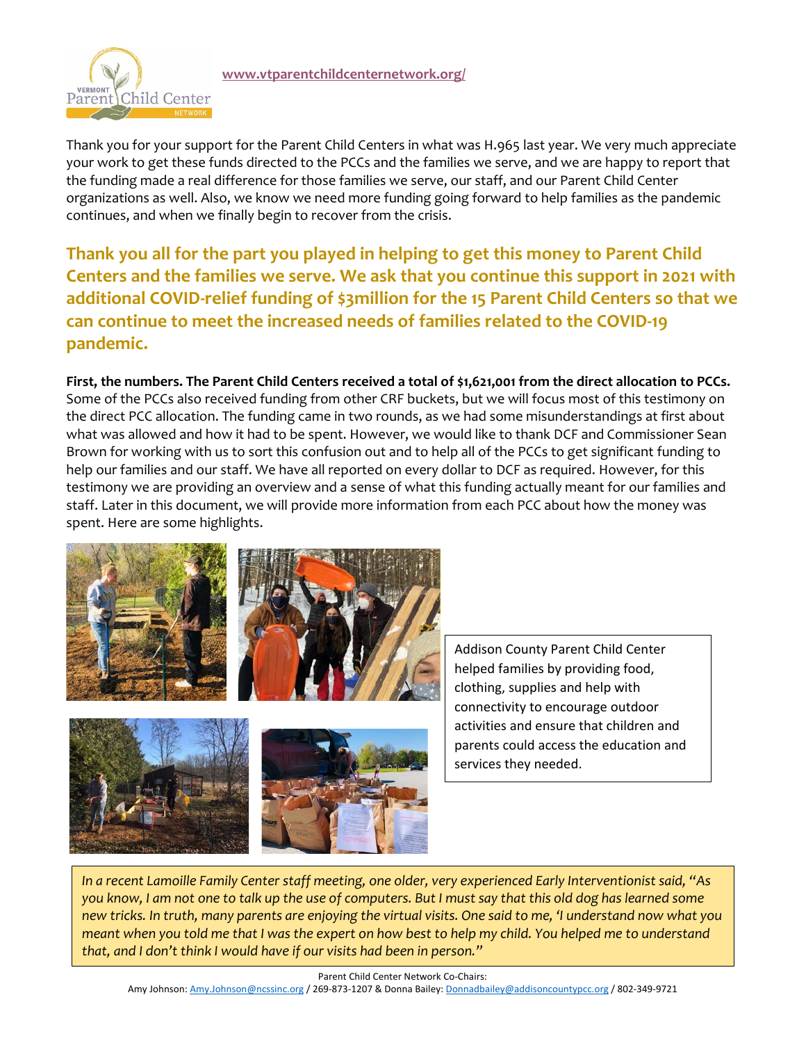www.vtparentchildcenternetwork.org/

Thank you for your support for the Parent Child Centers in what was H.965 last year. We very much appreciate your work to get these funds directed to the PCCs and the families we serve, and we are happy to report that the funding made a real difference for those families we serve, our staff, and our Parent Child Center organizations as well. Also, we know we need more funding going forward to help families as the pandemic continues, and when we finally begin to recover from the crisis.

**Thank you all for the part you played in helping to get this money to Parent Child Centers and the families we serve. We ask that you continue this support in 2021 with additional COVID-relief funding of $3million for the 15 Parent Child Centers so that we can continue to meet the increased needs of families related to the COVID-19 pandemic.**

**First, the numbers. The Parent Child Centers received a total of $1,621,001 from the direct allocation to PCCs.** Some of the PCCs also received funding from other CRF buckets, but we will focus most of this testimony on the direct PCC allocation. The funding came in two rounds, as we had some misunderstandings at first about what was allowed and how it had to be spent. However, we would like to thank DCF and Commissioner Sean Brown for working with us to sort this confusion out and to help all of the PCCs to get significant funding to help our families and our staff. We have all reported on every dollar to DCF as required. However, for this testimony we are providing an overview and a sense of what this funding actually meant for our families and staff. Later in this document, we will provide more information from each PCC about how the money was spent. Here are some highlights.

Addison County Parent Child Center helped families by providing food, clothing, supplies and help with connectivity to encourage outdoor activities and ensure that children and parents could access the education and services they needed.

*In a recent Lamoille Family Center staff meeting, one older, very experienced Early Interventionist said, "As you know, I am not one to talk up the use of computers. But I must say that this old dog has learned some new tricks. In truth, many parents are enjoying the virtual visits. One said to me, 'I understand now what you meant when you told me that I was the expert on how best to help my child. You helped me to understand that, and I don't think I would have if our visits had been in person."*

Parent Child Center Network Co-Chairs:
Amy Johnson: Amy.Johnson@ncssinc.org / 269-873-1207 & Donna Bailey: Donnadbailey@addisoncountypcc.org / 802-349-9721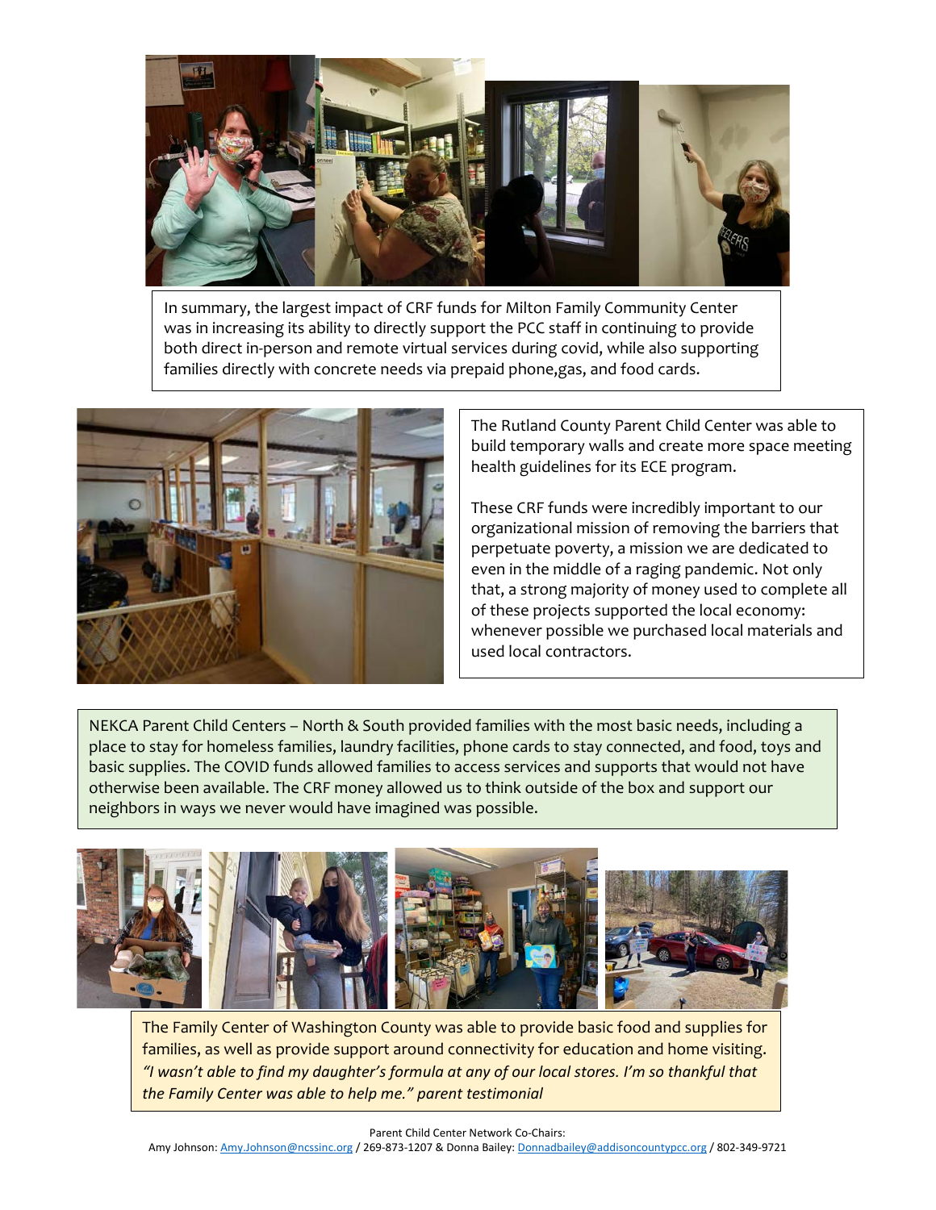In summary, the largest impact of CRF funds for Milton Family Community Center was in increasing its ability to directly support the PCC staff in continuing to provide both direct in-person and remote virtual services during covid, while also supporting families directly with concrete needs via prepaid phone,gas, and food cards.

The Rutland County Parent Child Center was able to build temporary walls and create more space meeting health guidelines for its ECE program.

These CRF funds were incredibly important to our organizational mission of removing the barriers that perpetuate poverty, a mission we are dedicated to even in the middle of a raging pandemic. Not only that, a strong majority of money used to complete all of these projects supported the local economy: whenever possible we purchased local materials and used local contractors.

NEKCA Parent Child Centers – North & South provided families with the most basic needs, including a place to stay for homeless families, laundry facilities, phone cards to stay connected, and food, toys and basic supplies. The COVID funds allowed families to access services and supports that would not have otherwise been available. The CRF money allowed us to think outside of the box and support our neighbors in ways we never would have imagined was possible.

The Family Center of Washington County was able to provide basic food and supplies for families, as well as provide support around connectivity for education and home visiting. *"I wasn't able to find my daughter's formula at any of our local stores. I'm so thankful that the Family Center was able to help me." parent testimonial*

Parent Child Center Network Co-Chairs:
Amy Johnson: Amy.Johnson@ncssinc.org / 269-873-1207 & Donna Bailey: Donnadbailey@addisoncountypcc.org / 802-349-9721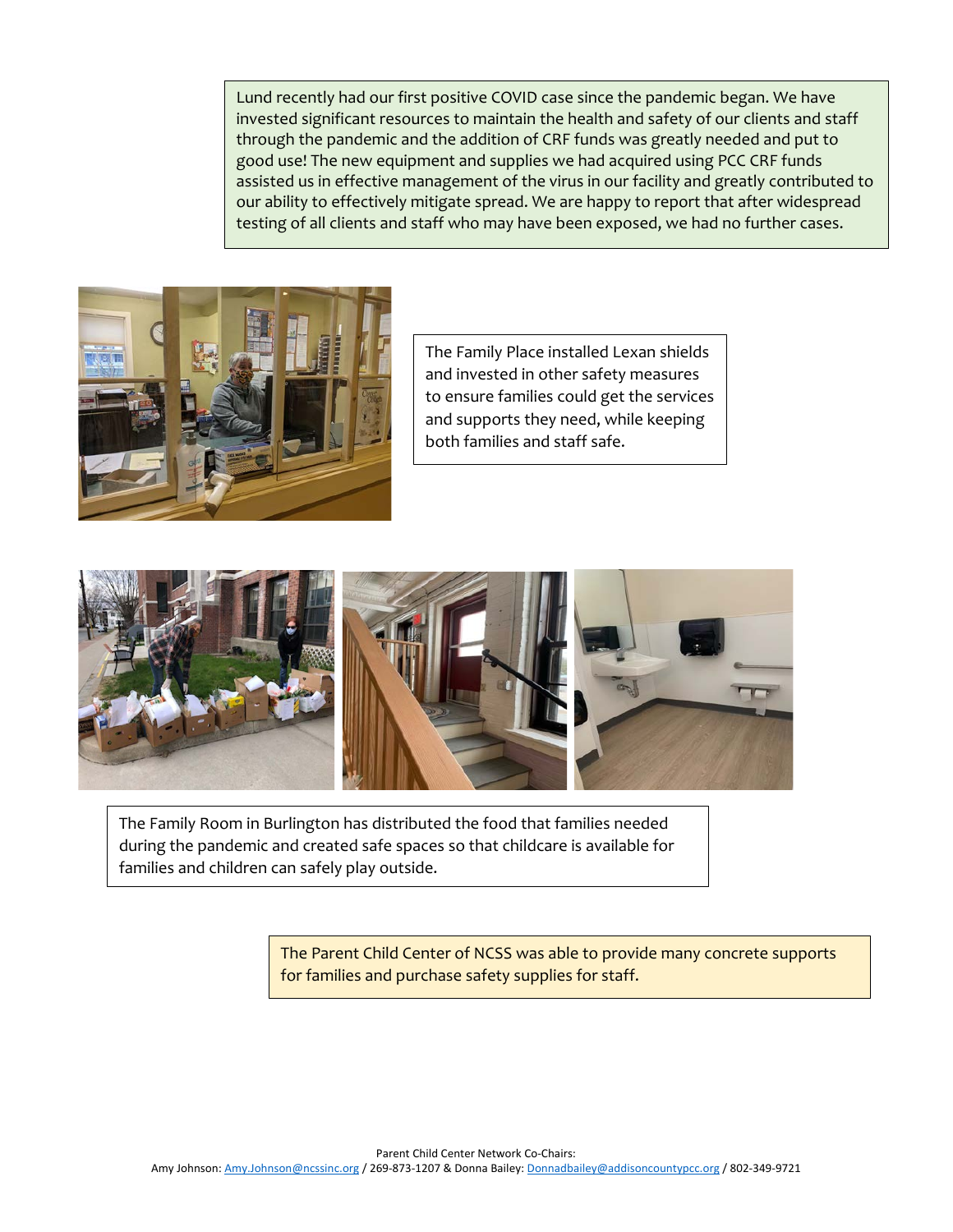Lund recently had our first positive COVID case since the pandemic began. We have invested significant resources to maintain the health and safety of our clients and staff through the pandemic and the addition of CRF funds was greatly needed and put to good use! The new equipment and supplies we had acquired using PCC CRF funds assisted us in effective management of the virus in our facility and greatly contributed to our ability to effectively mitigate spread. We are happy to report that after widespread testing of all clients and staff who may have been exposed, we had no further cases.

The Family Place installed Lexan shields and invested in other safety measures to ensure families could get the services and supports they need, while keeping both families and staff safe.

The Family Room in Burlington has distributed the food that families needed during the pandemic and created safe spaces so that childcare is available for families and children can safely play outside.

The Parent Child Center of NCSS was able to provide many concrete supports for families and purchase safety supplies for staff.

Parent Child Center Network Co-Chairs:
Amy Johnson: Amy.Johnson@ncssinc.org / 269-873-1207 & Donna Bailey: Donnadbailey@addisoncountypcc.org / 802-349-9721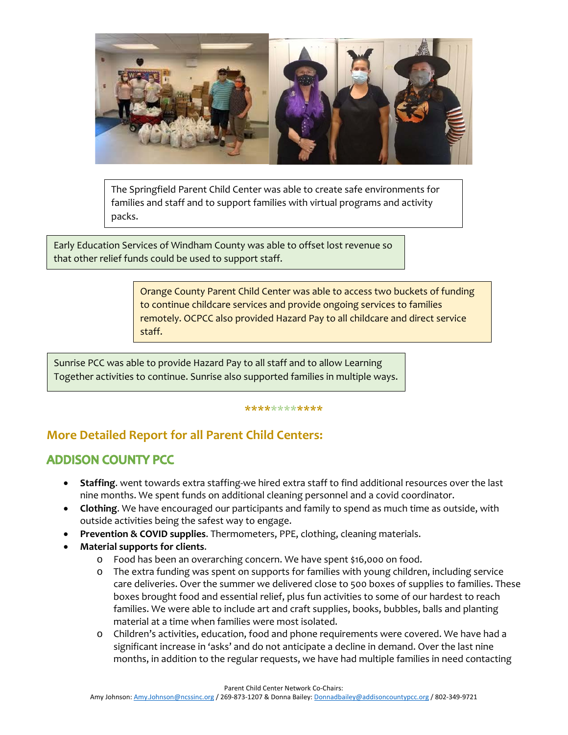The Springfield Parent Child Center was able to create safe environments for families and staff and to support families with virtual programs and activity packs.

Early Education Services of Windham County was able to offset lost revenue so that other relief funds could be used to support staff.

Orange County Parent Child Center was able to access two buckets of funding to continue childcare services and provide ongoing services to families remotely. OCPCC also provided Hazard Pay to all childcare and direct service staff.

Sunrise PCC was able to provide Hazard Pay to all staff and to allow Learning Together activities to continue. Sunrise also supported families in multiple ways.

************

## More Detailed Report for all Parent Child Centers:

## ADDISON COUNTY PCC

- **Staffing**. went towards extra staffing-we hired extra staff to find additional resources over the last nine months. We spent funds on additional cleaning personnel and a covid coordinator.
- **Clothing**. We have encouraged our participants and family to spend as much time as outside, with outside activities being the safest way to engage.
- **Prevention & COVID supplies**. Thermometers, PPE, clothing, cleaning materials.
- **Material supports for clients**.
  - Food has been an overarching concern. We have spent $16,000 on food.
  - The extra funding was spent on supports for families with young children, including service care deliveries. Over the summer we delivered close to 500 boxes of supplies to families. These boxes brought food and essential relief, plus fun activities to some of our hardest to reach families. We were able to include art and craft supplies, books, bubbles, balls and planting material at a time when families were most isolated.
  - Children's activities, education, food and phone requirements were covered. We have had a significant increase in 'asks' and do not anticipate a decline in demand. Over the last nine months, in addition to the regular requests, we have had multiple families in need contacting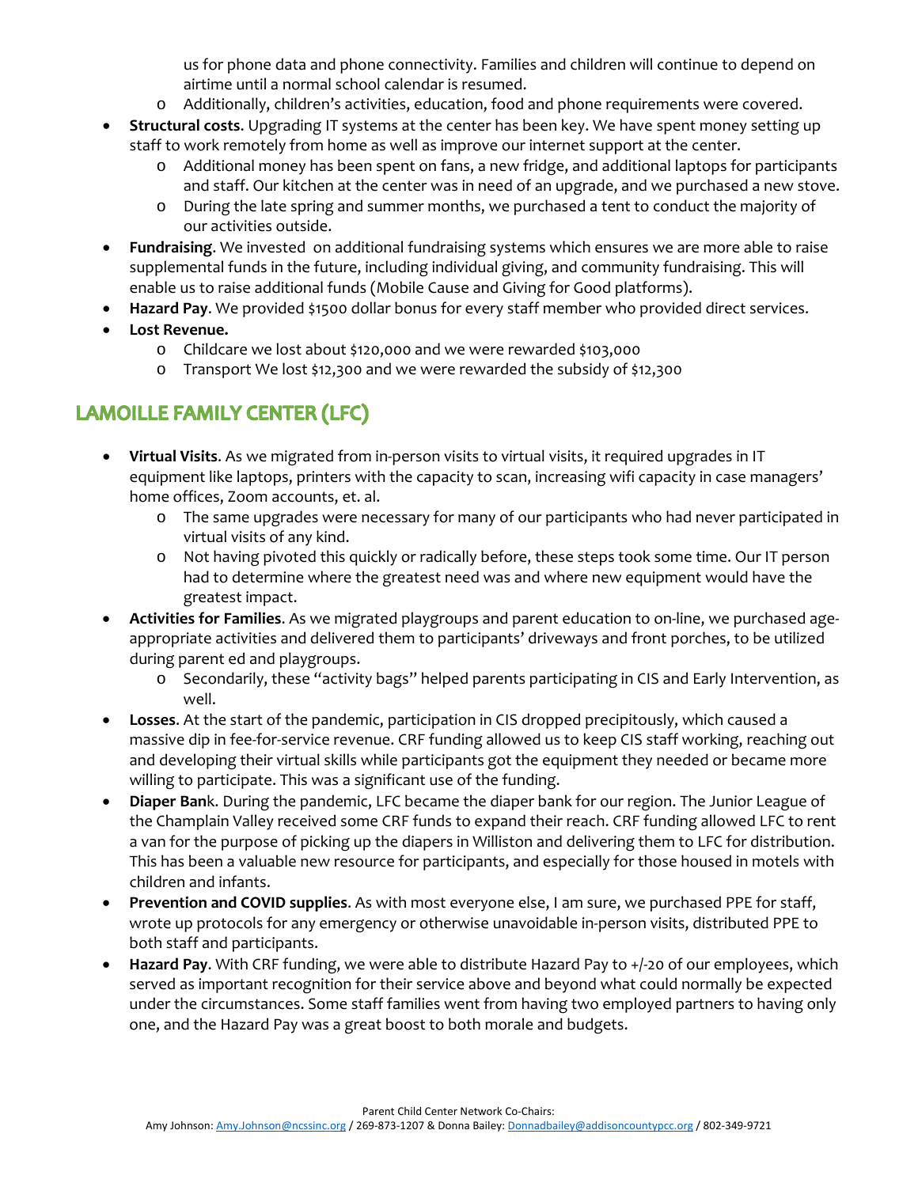us for phone data and phone connectivity. Families and children will continue to depend on airtime until a normal school calendar is resumed.
    - Additionally, children's activities, education, food and phone requirements were covered.
- **Structural costs**. Upgrading IT systems at the center has been key. We have spent money setting up staff to work remotely from home as well as improve our internet support at the center.
    - Additional money has been spent on fans, a new fridge, and additional laptops for participants and staff. Our kitchen at the center was in need of an upgrade, and we purchased a new stove.
    - During the late spring and summer months, we purchased a tent to conduct the majority of our activities outside.
- **Fundraising**. We invested on additional fundraising systems which ensures we are more able to raise supplemental funds in the future, including individual giving, and community fundraising. This will enable us to raise additional funds (Mobile Cause and Giving for Good platforms).
- **Hazard Pay**. We provided $1500 dollar bonus for every staff member who provided direct services.
- **Lost Revenue.**
    - Childcare we lost about $120,000 and we were rewarded $103,000
    - Transport We lost $12,300 and we were rewarded the subsidy of $12,300

## LAMOILLE FAMILY CENTER (LFC)

- **Virtual Visits**. As we migrated from in-person visits to virtual visits, it required upgrades in IT equipment like laptops, printers with the capacity to scan, increasing wifi capacity in case managers' home offices, Zoom accounts, et. al.
    - The same upgrades were necessary for many of our participants who had never participated in virtual visits of any kind.
    - Not having pivoted this quickly or radically before, these steps took some time. Our IT person had to determine where the greatest need was and where new equipment would have the greatest impact.
- **Activities for Families**. As we migrated playgroups and parent education to on-line, we purchased age-appropriate activities and delivered them to participants' driveways and front porches, to be utilized during parent ed and playgroups.
    - Secondarily, these "activity bags" helped parents participating in CIS and Early Intervention, as well.
- **Losses**. At the start of the pandemic, participation in CIS dropped precipitously, which caused a massive dip in fee-for-service revenue. CRF funding allowed us to keep CIS staff working, reaching out and developing their virtual skills while participants got the equipment they needed or became more willing to participate. This was a significant use of the funding.
- **Diaper Ban**k. During the pandemic, LFC became the diaper bank for our region. The Junior League of the Champlain Valley received some CRF funds to expand their reach. CRF funding allowed LFC to rent a van for the purpose of picking up the diapers in Williston and delivering them to LFC for distribution. This has been a valuable new resource for participants, and especially for those housed in motels with children and infants.
- **Prevention and COVID supplies**. As with most everyone else, I am sure, we purchased PPE for staff, wrote up protocols for any emergency or otherwise unavoidable in-person visits, distributed PPE to both staff and participants.
- **Hazard Pay**. With CRF funding, we were able to distribute Hazard Pay to +/-20 of our employees, which served as important recognition for their service above and beyond what could normally be expected under the circumstances. Some staff families went from having two employed partners to having only one, and the Hazard Pay was a great boost to both morale and budgets.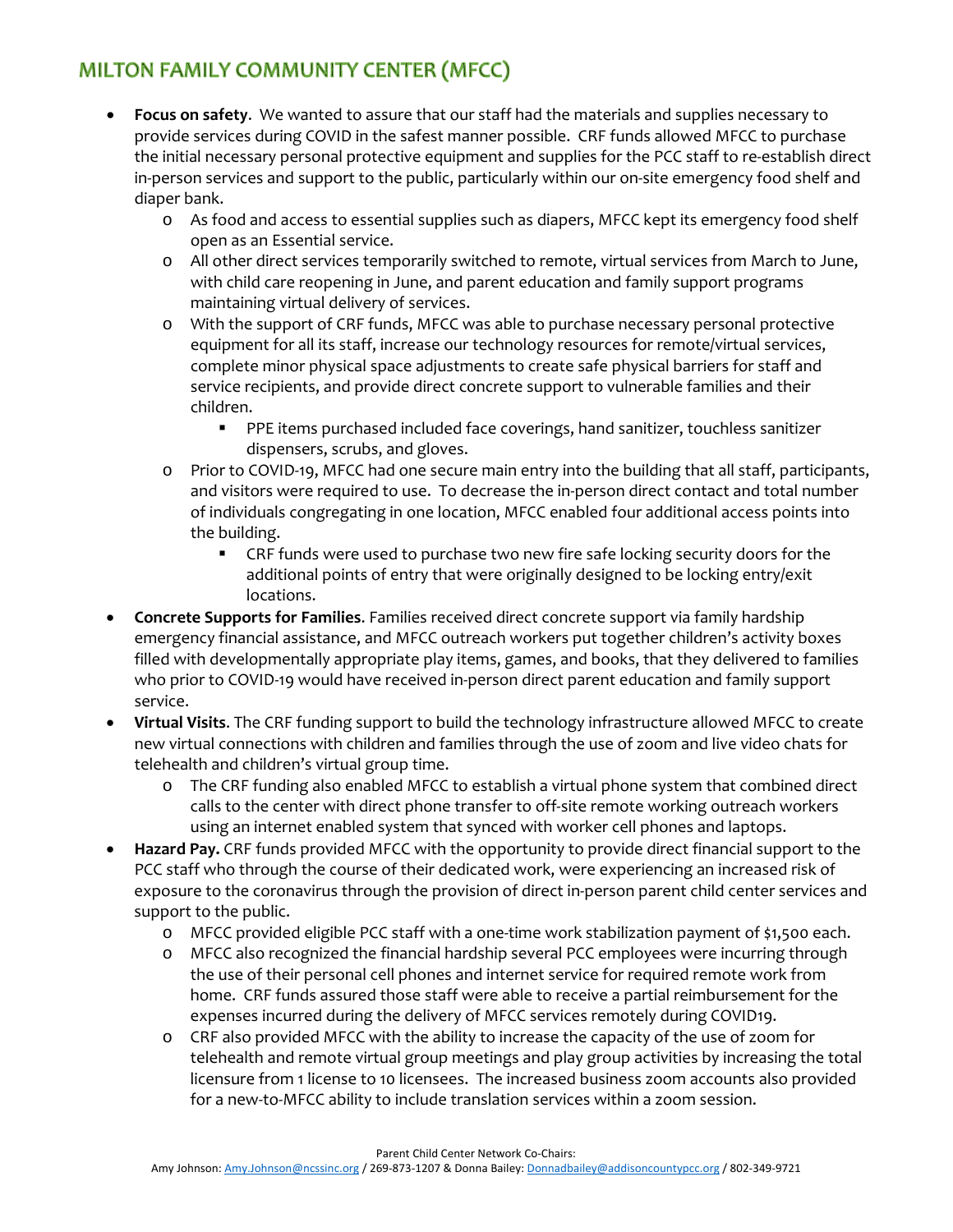## MILTON FAMILY COMMUNITY CENTER (MFCC)

- **Focus on safety**. We wanted to assure that our staff had the materials and supplies necessary to provide services during COVID in the safest manner possible. CRF funds allowed MFCC to purchase the initial necessary personal protective equipment and supplies for the PCC staff to re-establish direct in-person services and support to the public, particularly within our on-site emergency food shelf and diaper bank.
  - As food and access to essential supplies such as diapers, MFCC kept its emergency food shelf open as an Essential service.
  - All other direct services temporarily switched to remote, virtual services from March to June, with child care reopening in June, and parent education and family support programs maintaining virtual delivery of services.
  - With the support of CRF funds, MFCC was able to purchase necessary personal protective equipment for all its staff, increase our technology resources for remote/virtual services, complete minor physical space adjustments to create safe physical barriers for staff and service recipients, and provide direct concrete support to vulnerable families and their children.
    - PPE items purchased included face coverings, hand sanitizer, touchless sanitizer dispensers, scrubs, and gloves.
  - Prior to COVID-19, MFCC had one secure main entry into the building that all staff, participants, and visitors were required to use. To decrease the in-person direct contact and total number of individuals congregating in one location, MFCC enabled four additional access points into the building.
    - CRF funds were used to purchase two new fire safe locking security doors for the additional points of entry that were originally designed to be locking entry/exit locations.
- **Concrete Supports for Families**. Families received direct concrete support via family hardship emergency financial assistance, and MFCC outreach workers put together children's activity boxes filled with developmentally appropriate play items, games, and books, that they delivered to families who prior to COVID-19 would have received in-person direct parent education and family support service.
- **Virtual Visits**. The CRF funding support to build the technology infrastructure allowed MFCC to create new virtual connections with children and families through the use of zoom and live video chats for telehealth and children's virtual group time.
  - The CRF funding also enabled MFCC to establish a virtual phone system that combined direct calls to the center with direct phone transfer to off-site remote working outreach workers using an internet enabled system that synced with worker cell phones and laptops.
- **Hazard Pay.** CRF funds provided MFCC with the opportunity to provide direct financial support to the PCC staff who through the course of their dedicated work, were experiencing an increased risk of exposure to the coronavirus through the provision of direct in-person parent child center services and support to the public.
  - MFCC provided eligible PCC staff with a one-time work stabilization payment of $1,500 each.
  - MFCC also recognized the financial hardship several PCC employees were incurring through the use of their personal cell phones and internet service for required remote work from home. CRF funds assured those staff were able to receive a partial reimbursement for the expenses incurred during the delivery of MFCC services remotely during COVID19.
  - CRF also provided MFCC with the ability to increase the capacity of the use of zoom for telehealth and remote virtual group meetings and play group activities by increasing the total licensure from 1 license to 10 licensees. The increased business zoom accounts also provided for a new-to-MFCC ability to include translation services within a zoom session.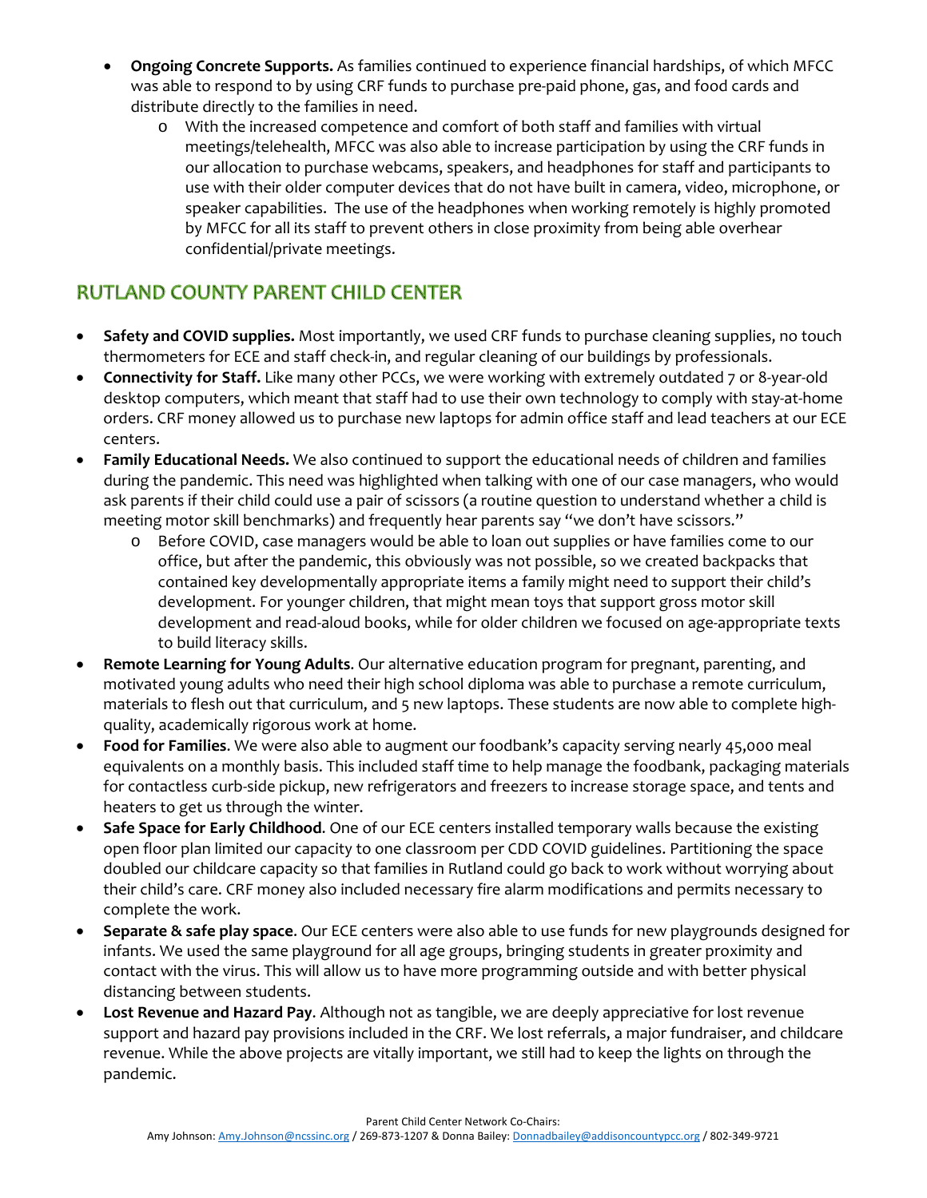- **Ongoing Concrete Supports.** As families continued to experience financial hardships, of which MFCC was able to respond to by using CRF funds to purchase pre-paid phone, gas, and food cards and distribute directly to the families in need.
  - With the increased competence and comfort of both staff and families with virtual meetings/telehealth, MFCC was also able to increase participation by using the CRF funds in our allocation to purchase webcams, speakers, and headphones for staff and participants to use with their older computer devices that do not have built in camera, video, microphone, or speaker capabilities. The use of the headphones when working remotely is highly promoted by MFCC for all its staff to prevent others in close proximity from being able overhear confidential/private meetings.

## RUTLAND COUNTY PARENT CHILD CENTER

- **Safety and COVID supplies.** Most importantly, we used CRF funds to purchase cleaning supplies, no touch thermometers for ECE and staff check-in, and regular cleaning of our buildings by professionals.
- **Connectivity for Staff.** Like many other PCCs, we were working with extremely outdated 7 or 8-year-old desktop computers, which meant that staff had to use their own technology to comply with stay-at-home orders. CRF money allowed us to purchase new laptops for admin office staff and lead teachers at our ECE centers.
- **Family Educational Needs.** We also continued to support the educational needs of children and families during the pandemic. This need was highlighted when talking with one of our case managers, who would ask parents if their child could use a pair of scissors (a routine question to understand whether a child is meeting motor skill benchmarks) and frequently hear parents say "we don't have scissors."
  - Before COVID, case managers would be able to loan out supplies or have families come to our office, but after the pandemic, this obviously was not possible, so we created backpacks that contained key developmentally appropriate items a family might need to support their child's development. For younger children, that might mean toys that support gross motor skill development and read-aloud books, while for older children we focused on age-appropriate texts to build literacy skills.
- **Remote Learning for Young Adults**. Our alternative education program for pregnant, parenting, and motivated young adults who need their high school diploma was able to purchase a remote curriculum, materials to flesh out that curriculum, and 5 new laptops. These students are now able to complete high-quality, academically rigorous work at home.
- **Food for Families**. We were also able to augment our foodbank's capacity serving nearly 45,000 meal equivalents on a monthly basis. This included staff time to help manage the foodbank, packaging materials for contactless curb-side pickup, new refrigerators and freezers to increase storage space, and tents and heaters to get us through the winter.
- **Safe Space for Early Childhood**. One of our ECE centers installed temporary walls because the existing open floor plan limited our capacity to one classroom per CDD COVID guidelines. Partitioning the space doubled our childcare capacity so that families in Rutland could go back to work without worrying about their child's care. CRF money also included necessary fire alarm modifications and permits necessary to complete the work.
- **Separate & safe play space**. Our ECE centers were also able to use funds for new playgrounds designed for infants. We used the same playground for all age groups, bringing students in greater proximity and contact with the virus. This will allow us to have more programming outside and with better physical distancing between students.
- **Lost Revenue and Hazard Pay**. Although not as tangible, we are deeply appreciative for lost revenue support and hazard pay provisions included in the CRF. We lost referrals, a major fundraiser, and childcare revenue. While the above projects are vitally important, we still had to keep the lights on through the pandemic.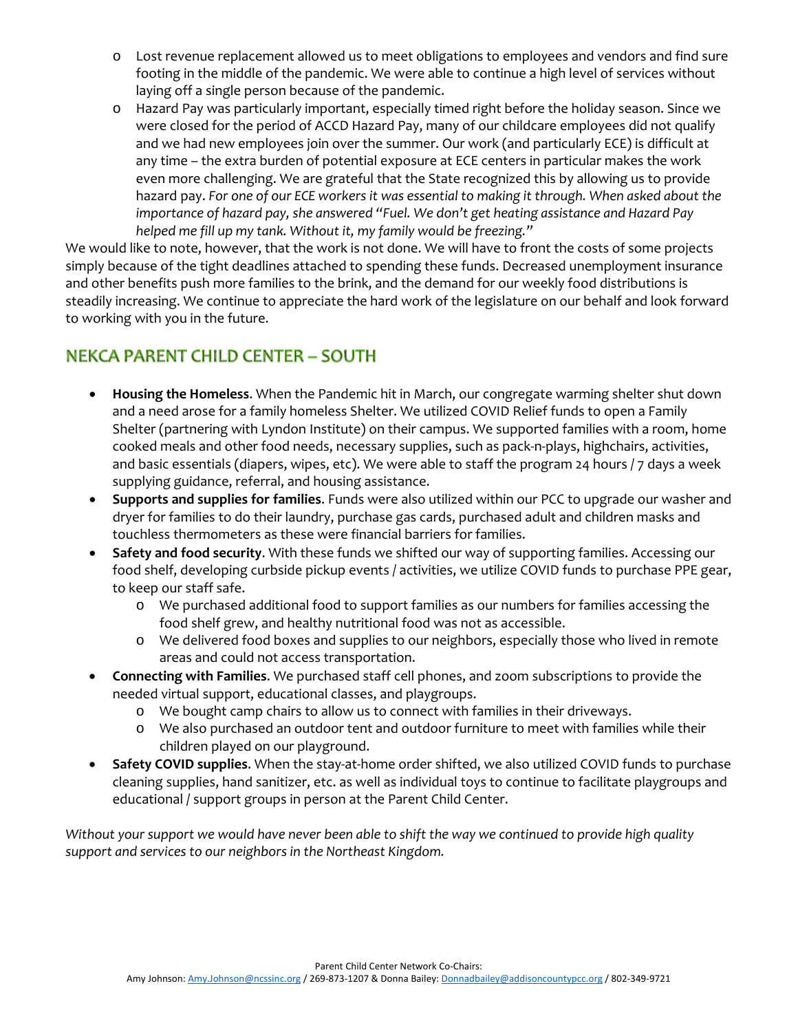- Lost revenue replacement allowed us to meet obligations to employees and vendors and find sure footing in the middle of the pandemic. We were able to continue a high level of services without laying off a single person because of the pandemic.
    - Hazard Pay was particularly important, especially timed right before the holiday season. Since we were closed for the period of ACCD Hazard Pay, many of our childcare employees did not qualify and we had new employees join over the summer. Our work (and particularly ECE) is difficult at any time – the extra burden of potential exposure at ECE centers in particular makes the work even more challenging. We are grateful that the State recognized this by allowing us to provide hazard pay. *For one of our ECE workers it was essential to making it through. When asked about the importance of hazard pay, she answered "Fuel. We don't get heating assistance and Hazard Pay helped me fill up my tank. Without it, my family would be freezing."*

We would like to note, however, that the work is not done. We will have to front the costs of some projects simply because of the tight deadlines attached to spending these funds. Decreased unemployment insurance and other benefits push more families to the brink, and the demand for our weekly food distributions is steadily increasing. We continue to appreciate the hard work of the legislature on our behalf and look forward to working with you in the future.

## NEKCA PARENT CHILD CENTER – SOUTH

- **Housing the Homeless**. When the Pandemic hit in March, our congregate warming shelter shut down and a need arose for a family homeless Shelter. We utilized COVID Relief funds to open a Family Shelter (partnering with Lyndon Institute) on their campus. We supported families with a room, home cooked meals and other food needs, necessary supplies, such as pack-n-plays, highchairs, activities, and basic essentials (diapers, wipes, etc). We were able to staff the program 24 hours / 7 days a week supplying guidance, referral, and housing assistance.
- **Supports and supplies for families**. Funds were also utilized within our PCC to upgrade our washer and dryer for families to do their laundry, purchase gas cards, purchased adult and children masks and touchless thermometers as these were financial barriers for families.
- **Safety and food security**. With these funds we shifted our way of supporting families. Accessing our food shelf, developing curbside pickup events / activities, we utilize COVID funds to purchase PPE gear, to keep our staff safe.
    - We purchased additional food to support families as our numbers for families accessing the food shelf grew, and healthy nutritional food was not as accessible.
    - We delivered food boxes and supplies to our neighbors, especially those who lived in remote areas and could not access transportation.
- **Connecting with Families**. We purchased staff cell phones, and zoom subscriptions to provide the needed virtual support, educational classes, and playgroups.
    - We bought camp chairs to allow us to connect with families in their driveways.
    - We also purchased an outdoor tent and outdoor furniture to meet with families while their children played on our playground.
- **Safety COVID supplies**. When the stay-at-home order shifted, we also utilized COVID funds to purchase cleaning supplies, hand sanitizer, etc. as well as individual toys to continue to facilitate playgroups and educational / support groups in person at the Parent Child Center.

*Without your support we would have never been able to shift the way we continued to provide high quality support and services to our neighbors in the Northeast Kingdom.*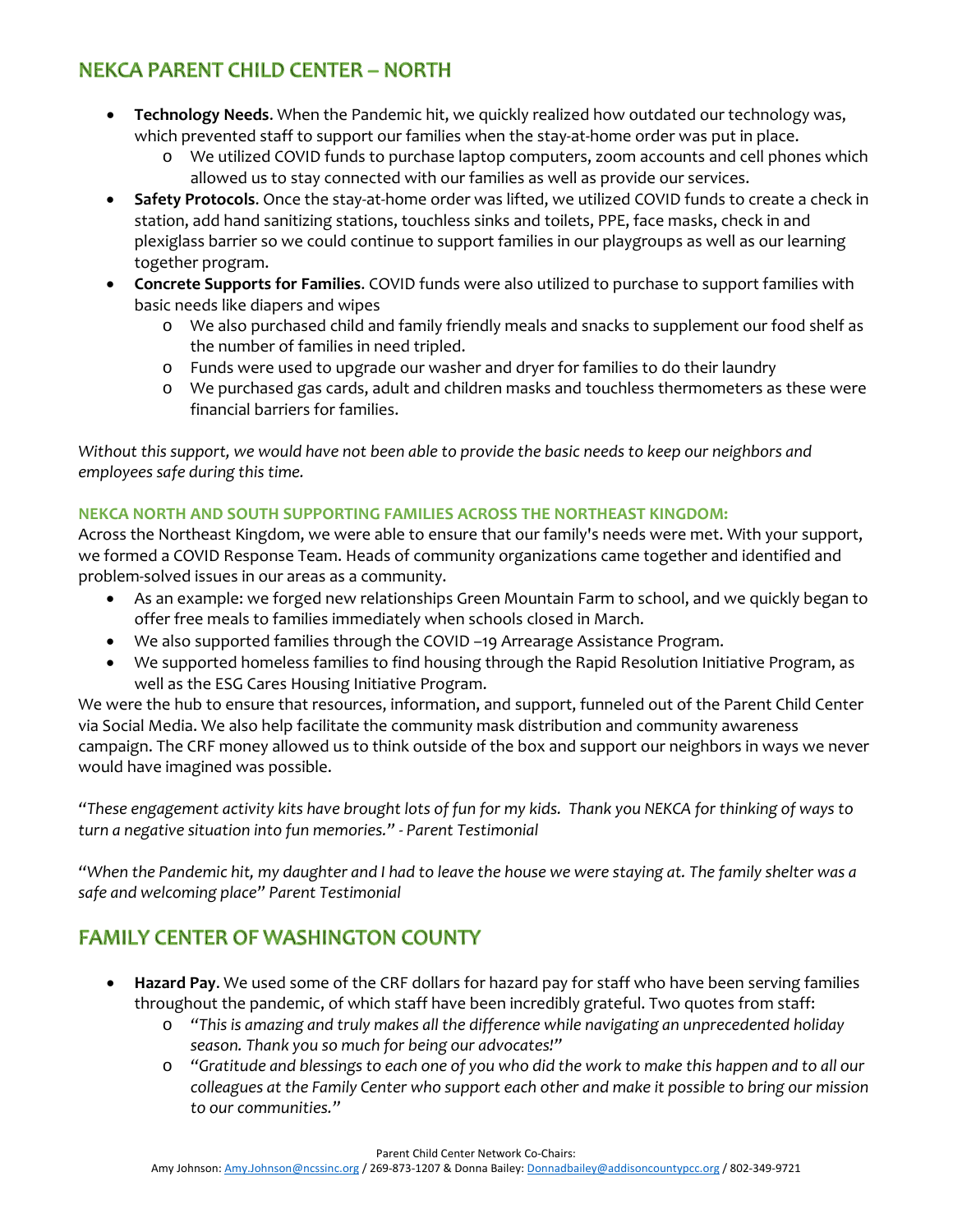## NEKCA PARENT CHILD CENTER – NORTH

- **Technology Needs**. When the Pandemic hit, we quickly realized how outdated our technology was, which prevented staff to support our families when the stay-at-home order was put in place.
  - We utilized COVID funds to purchase laptop computers, zoom accounts and cell phones which allowed us to stay connected with our families as well as provide our services.
- **Safety Protocols**. Once the stay-at-home order was lifted, we utilized COVID funds to create a check in station, add hand sanitizing stations, touchless sinks and toilets, PPE, face masks, check in and plexiglass barrier so we could continue to support families in our playgroups as well as our learning together program.
- **Concrete Supports for Families**. COVID funds were also utilized to purchase to support families with basic needs like diapers and wipes
  - We also purchased child and family friendly meals and snacks to supplement our food shelf as the number of families in need tripled.
  - Funds were used to upgrade our washer and dryer for families to do their laundry
  - We purchased gas cards, adult and children masks and touchless thermometers as these were financial barriers for families.

*Without this support, we would have not been able to provide the basic needs to keep our neighbors and employees safe during this time.*

#### NEKCA NORTH AND SOUTH SUPPORTING FAMILIES ACROSS THE NORTHEAST KINGDOM:

Across the Northeast Kingdom, we were able to ensure that our family's needs were met. With your support, we formed a COVID Response Team. Heads of community organizations came together and identified and problem-solved issues in our areas as a community.

- As an example: we forged new relationships Green Mountain Farm to school, and we quickly began to offer free meals to families immediately when schools closed in March.
- We also supported families through the COVID –19 Arrearage Assistance Program.
- We supported homeless families to find housing through the Rapid Resolution Initiative Program, as well as the ESG Cares Housing Initiative Program.

We were the hub to ensure that resources, information, and support, funneled out of the Parent Child Center via Social Media. We also help facilitate the community mask distribution and community awareness campaign. The CRF money allowed us to think outside of the box and support our neighbors in ways we never would have imagined was possible.

*"These engagement activity kits have brought lots of fun for my kids. Thank you NEKCA for thinking of ways to turn a negative situation into fun memories." - Parent Testimonial*

*"When the Pandemic hit, my daughter and I had to leave the house we were staying at. The family shelter was a safe and welcoming place" Parent Testimonial*

## FAMILY CENTER OF WASHINGTON COUNTY

- **Hazard Pay**. We used some of the CRF dollars for hazard pay for staff who have been serving families throughout the pandemic, of which staff have been incredibly grateful. Two quotes from staff:
  - *"This is amazing and truly makes all the difference while navigating an unprecedented holiday season. Thank you so much for being our advocates!"*
  - *"Gratitude and blessings to each one of you who did the work to make this happen and to all our colleagues at the Family Center who support each other and make it possible to bring our mission to our communities."*

Parent Child Center Network Co-Chairs:
Amy Johnson: Amy.Johnson@ncssinc.org / 269-873-1207 & Donna Bailey: Donnadbailey@addisoncountypcc.org / 802-349-9721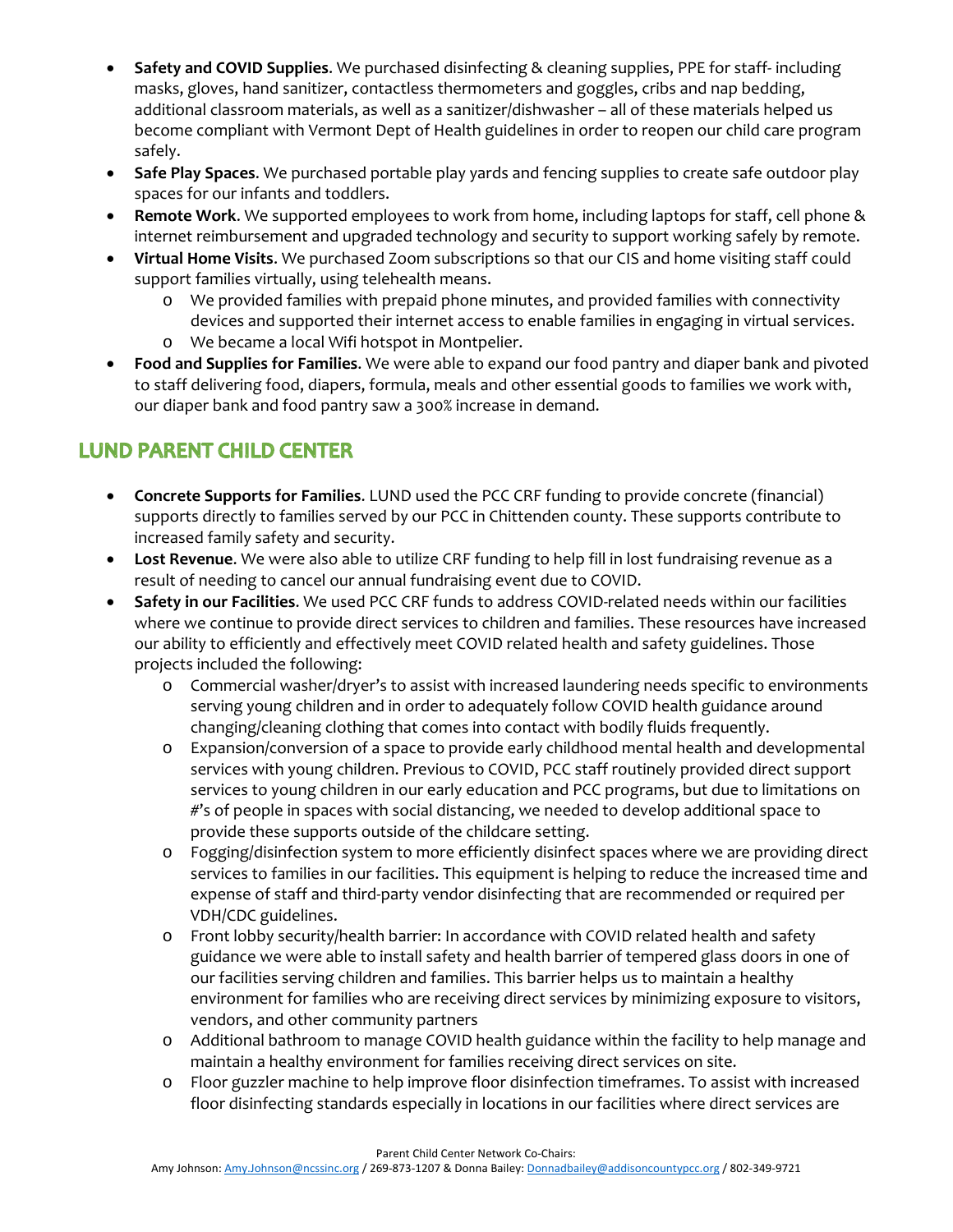- **Safety and COVID Supplies**. We purchased disinfecting & cleaning supplies, PPE for staff- including masks, gloves, hand sanitizer, contactless thermometers and goggles, cribs and nap bedding, additional classroom materials, as well as a sanitizer/dishwasher – all of these materials helped us become compliant with Vermont Dept of Health guidelines in order to reopen our child care program safely.
- **Safe Play Spaces**. We purchased portable play yards and fencing supplies to create safe outdoor play spaces for our infants and toddlers.
- **Remote Work**. We supported employees to work from home, including laptops for staff, cell phone & internet reimbursement and upgraded technology and security to support working safely by remote.
- **Virtual Home Visits**. We purchased Zoom subscriptions so that our CIS and home visiting staff could support families virtually, using telehealth means.
  - We provided families with prepaid phone minutes, and provided families with connectivity devices and supported their internet access to enable families in engaging in virtual services.
  - We became a local Wifi hotspot in Montpelier.
- **Food and Supplies for Families**. We were able to expand our food pantry and diaper bank and pivoted to staff delivering food, diapers, formula, meals and other essential goods to families we work with, our diaper bank and food pantry saw a 300% increase in demand.

## LUND PARENT CHILD CENTER

- **Concrete Supports for Families**. LUND used the PCC CRF funding to provide concrete (financial) supports directly to families served by our PCC in Chittenden county. These supports contribute to increased family safety and security.
- **Lost Revenue**. We were also able to utilize CRF funding to help fill in lost fundraising revenue as a result of needing to cancel our annual fundraising event due to COVID.
- **Safety in our Facilities**. We used PCC CRF funds to address COVID-related needs within our facilities where we continue to provide direct services to children and families. These resources have increased our ability to efficiently and effectively meet COVID related health and safety guidelines. Those projects included the following:
  - Commercial washer/dryer's to assist with increased laundering needs specific to environments serving young children and in order to adequately follow COVID health guidance around changing/cleaning clothing that comes into contact with bodily fluids frequently.
  - Expansion/conversion of a space to provide early childhood mental health and developmental services with young children. Previous to COVID, PCC staff routinely provided direct support services to young children in our early education and PCC programs, but due to limitations on #'s of people in spaces with social distancing, we needed to develop additional space to provide these supports outside of the childcare setting.
  - Fogging/disinfection system to more efficiently disinfect spaces where we are providing direct services to families in our facilities. This equipment is helping to reduce the increased time and expense of staff and third-party vendor disinfecting that are recommended or required per VDH/CDC guidelines.
  - Front lobby security/health barrier: In accordance with COVID related health and safety guidance we were able to install safety and health barrier of tempered glass doors in one of our facilities serving children and families. This barrier helps us to maintain a healthy environment for families who are receiving direct services by minimizing exposure to visitors, vendors, and other community partners
  - Additional bathroom to manage COVID health guidance within the facility to help manage and maintain a healthy environment for families receiving direct services on site.
  - Floor guzzler machine to help improve floor disinfection timeframes. To assist with increased floor disinfecting standards especially in locations in our facilities where direct services are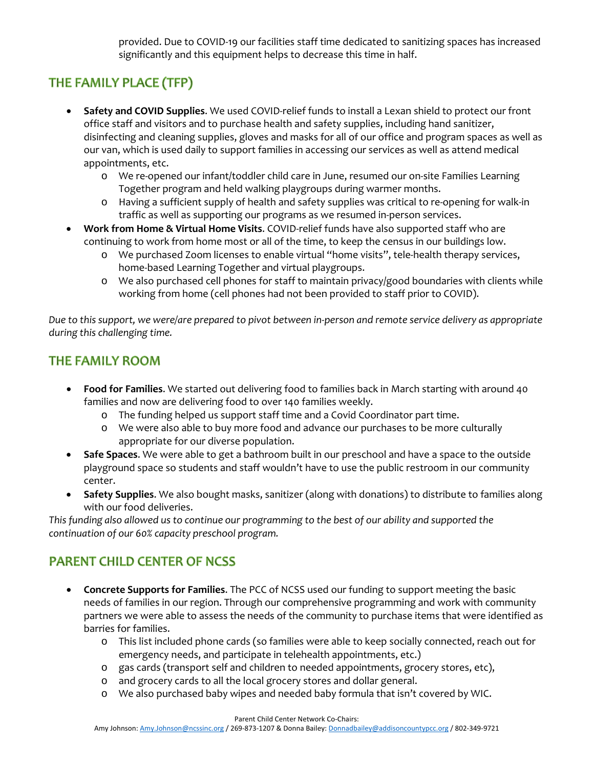provided. Due to COVID-19 our facilities staff time dedicated to sanitizing spaces has increased significantly and this equipment helps to decrease this time in half.

## THE FAMILY PLACE (TFP)

- **Safety and COVID Supplies**. We used COVID-relief funds to install a Lexan shield to protect our front office staff and visitors and to purchase health and safety supplies, including hand sanitizer, disinfecting and cleaning supplies, gloves and masks for all of our office and program spaces as well as our van, which is used daily to support families in accessing our services as well as attend medical appointments, etc.
  - We re-opened our infant/toddler child care in June, resumed our on-site Families Learning Together program and held walking playgroups during warmer months.
  - Having a sufficient supply of health and safety supplies was critical to re-opening for walk-in traffic as well as supporting our programs as we resumed in-person services.
- **Work from Home & Virtual Home Visits**. COVID-relief funds have also supported staff who are continuing to work from home most or all of the time, to keep the census in our buildings low.
  - We purchased Zoom licenses to enable virtual "home visits", tele-health therapy services, home-based Learning Together and virtual playgroups.
  - We also purchased cell phones for staff to maintain privacy/good boundaries with clients while working from home (cell phones had not been provided to staff prior to COVID).

*Due to this support, we were/are prepared to pivot between in-person and remote service delivery as appropriate during this challenging time.*

## THE FAMILY ROOM

- **Food for Families**. We started out delivering food to families back in March starting with around 40 families and now are delivering food to over 140 families weekly.
  - The funding helped us support staff time and a Covid Coordinator part time.
  - We were also able to buy more food and advance our purchases to be more culturally appropriate for our diverse population.
- **Safe Spaces**. We were able to get a bathroom built in our preschool and have a space to the outside playground space so students and staff wouldn't have to use the public restroom in our community center.
- **Safety Supplies**. We also bought masks, sanitizer (along with donations) to distribute to families along with our food deliveries.

*This funding also allowed us to continue our programming to the best of our ability and supported the continuation of our 60% capacity preschool program.*

## PARENT CHILD CENTER OF NCSS

- **Concrete Supports for Families**. The PCC of NCSS used our funding to support meeting the basic needs of families in our region. Through our comprehensive programming and work with community partners we were able to assess the needs of the community to purchase items that were identified as barries for families.
  - This list included phone cards (so families were able to keep socially connected, reach out for emergency needs, and participate in telehealth appointments, etc.)
  - gas cards (transport self and children to needed appointments, grocery stores, etc),
  - and grocery cards to all the local grocery stores and dollar general.
  - We also purchased baby wipes and needed baby formula that isn't covered by WIC.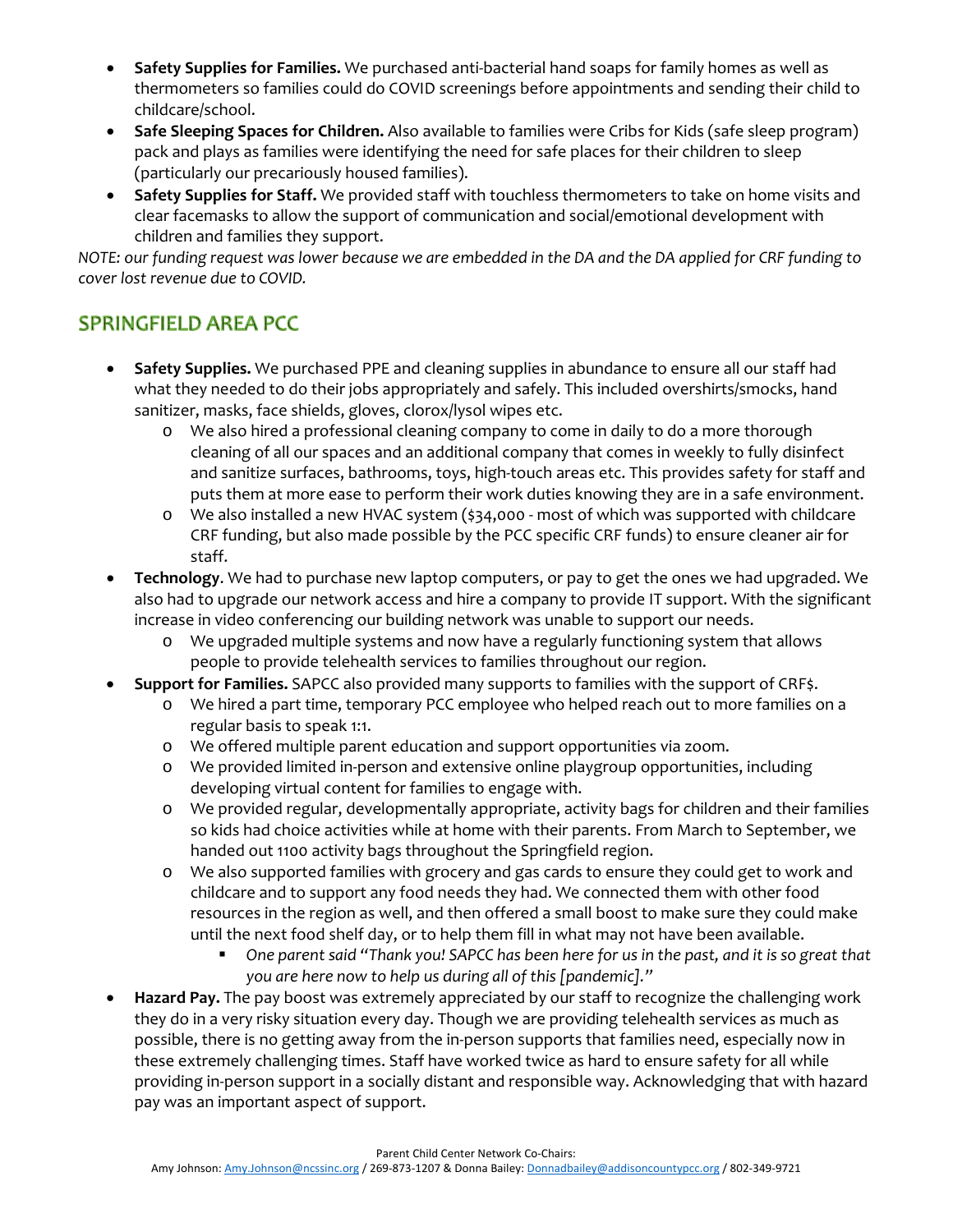- **Safety Supplies for Families.** We purchased anti-bacterial hand soaps for family homes as well as thermometers so families could do COVID screenings before appointments and sending their child to childcare/school.
- **Safe Sleeping Spaces for Children.** Also available to families were Cribs for Kids (safe sleep program) pack and plays as families were identifying the need for safe places for their children to sleep (particularly our precariously housed families).
- **Safety Supplies for Staff.** We provided staff with touchless thermometers to take on home visits and clear facemasks to allow the support of communication and social/emotional development with children and families they support.

*NOTE: our funding request was lower because we are embedded in the DA and the DA applied for CRF funding to cover lost revenue due to COVID.*

## SPRINGFIELD AREA PCC

- **Safety Supplies.** We purchased PPE and cleaning supplies in abundance to ensure all our staff had what they needed to do their jobs appropriately and safely. This included overshirts/smocks, hand sanitizer, masks, face shields, gloves, clorox/lysol wipes etc.
  - We also hired a professional cleaning company to come in daily to do a more thorough cleaning of all our spaces and an additional company that comes in weekly to fully disinfect and sanitize surfaces, bathrooms, toys, high-touch areas etc. This provides safety for staff and puts them at more ease to perform their work duties knowing they are in a safe environment.
  - We also installed a new HVAC system ($34,000 - most of which was supported with childcare CRF funding, but also made possible by the PCC specific CRF funds) to ensure cleaner air for staff.
- **Technology**. We had to purchase new laptop computers, or pay to get the ones we had upgraded. We also had to upgrade our network access and hire a company to provide IT support. With the significant increase in video conferencing our building network was unable to support our needs.
  - We upgraded multiple systems and now have a regularly functioning system that allows people to provide telehealth services to families throughout our region.
- **Support for Families.** SAPCC also provided many supports to families with the support of CRF$.
  - We hired a part time, temporary PCC employee who helped reach out to more families on a regular basis to speak 1:1.
  - We offered multiple parent education and support opportunities via zoom.
  - We provided limited in-person and extensive online playgroup opportunities, including developing virtual content for families to engage with.
  - We provided regular, developmentally appropriate, activity bags for children and their families so kids had choice activities while at home with their parents. From March to September, we handed out 1100 activity bags throughout the Springfield region.
  - We also supported families with grocery and gas cards to ensure they could get to work and childcare and to support any food needs they had. We connected them with other food resources in the region as well, and then offered a small boost to make sure they could make until the next food shelf day, or to help them fill in what may not have been available.
    - *One parent said "Thank you! SAPCC has been here for us in the past, and it is so great that you are here now to help us during all of this [pandemic]."*
- **Hazard Pay.** The pay boost was extremely appreciated by our staff to recognize the challenging work they do in a very risky situation every day. Though we are providing telehealth services as much as possible, there is no getting away from the in-person supports that families need, especially now in these extremely challenging times. Staff have worked twice as hard to ensure safety for all while providing in-person support in a socially distant and responsible way. Acknowledging that with hazard pay was an important aspect of support.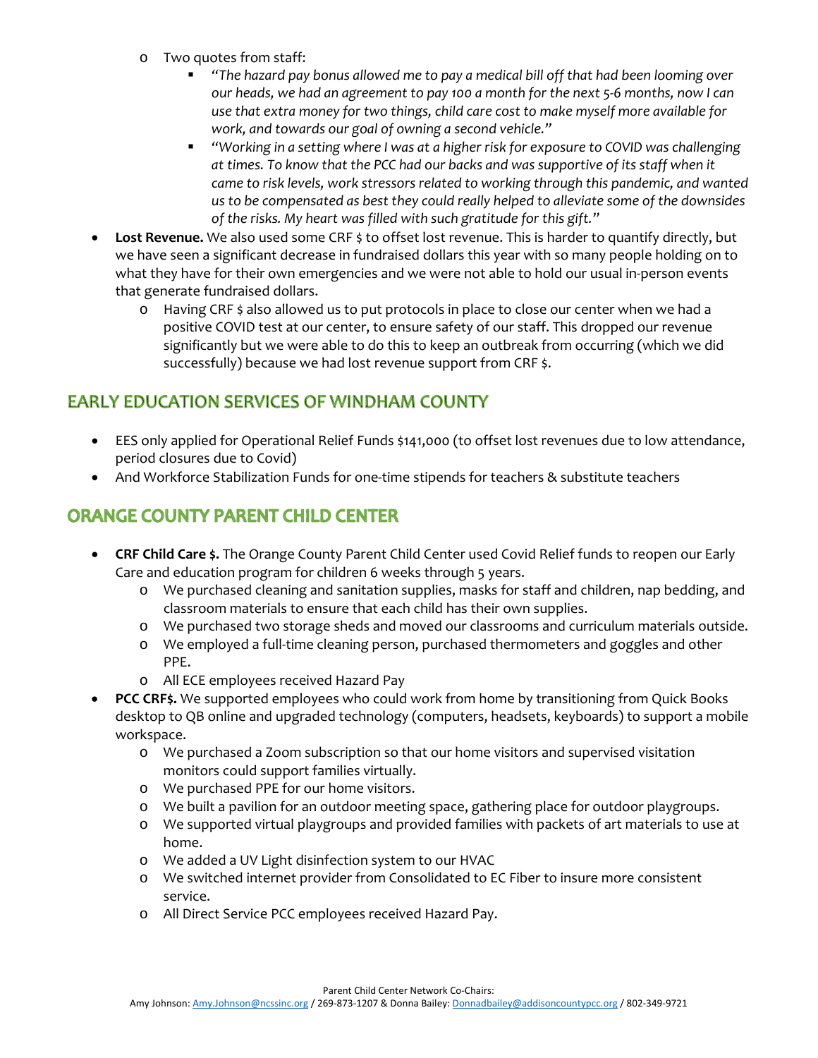- Two quotes from staff:
        - *"The hazard pay bonus allowed me to pay a medical bill off that had been looming over our heads, we had an agreement to pay 100 a month for the next 5-6 months, now I can use that extra money for two things, child care cost to make myself more available for work, and towards our goal of owning a second vehicle."*
        - *"Working in a setting where I was at a higher risk for exposure to COVID was challenging at times. To know that the PCC had our backs and was supportive of its staff when it came to risk levels, work stressors related to working through this pandemic, and wanted us to be compensated as best they could really helped to alleviate some of the downsides of the risks. My heart was filled with such gratitude for this gift."*
- **Lost Revenue.** We also used some CRF $ to offset lost revenue. This is harder to quantify directly, but we have seen a significant decrease in fundraised dollars this year with so many people holding on to what they have for their own emergencies and we were not able to hold our usual in-person events that generate fundraised dollars.
    - Having CRF $ also allowed us to put protocols in place to close our center when we had a positive COVID test at our center, to ensure safety of our staff. This dropped our revenue significantly but we were able to do this to keep an outbreak from occurring (which we did successfully) because we had lost revenue support from CRF $.

## EARLY EDUCATION SERVICES OF WINDHAM COUNTY

- EES only applied for Operational Relief Funds $141,000 (to offset lost revenues due to low attendance, period closures due to Covid)
- And Workforce Stabilization Funds for one-time stipends for teachers & substitute teachers

## ORANGE COUNTY PARENT CHILD CENTER

- **CRF Child Care $.** The Orange County Parent Child Center used Covid Relief funds to reopen our Early Care and education program for children 6 weeks through 5 years.
    - We purchased cleaning and sanitation supplies, masks for staff and children, nap bedding, and classroom materials to ensure that each child has their own supplies.
    - We purchased two storage sheds and moved our classrooms and curriculum materials outside.
    - We employed a full-time cleaning person, purchased thermometers and goggles and other PPE.
    - All ECE employees received Hazard Pay
- **PCC CRF$.** We supported employees who could work from home by transitioning from Quick Books desktop to QB online and upgraded technology (computers, headsets, keyboards) to support a mobile workspace.
    - We purchased a Zoom subscription so that our home visitors and supervised visitation monitors could support families virtually.
    - We purchased PPE for our home visitors.
    - We built a pavilion for an outdoor meeting space, gathering place for outdoor playgroups.
    - We supported virtual playgroups and provided families with packets of art materials to use at home.
    - We added a UV Light disinfection system to our HVAC
    - We switched internet provider from Consolidated to EC Fiber to insure more consistent service.
    - All Direct Service PCC employees received Hazard Pay.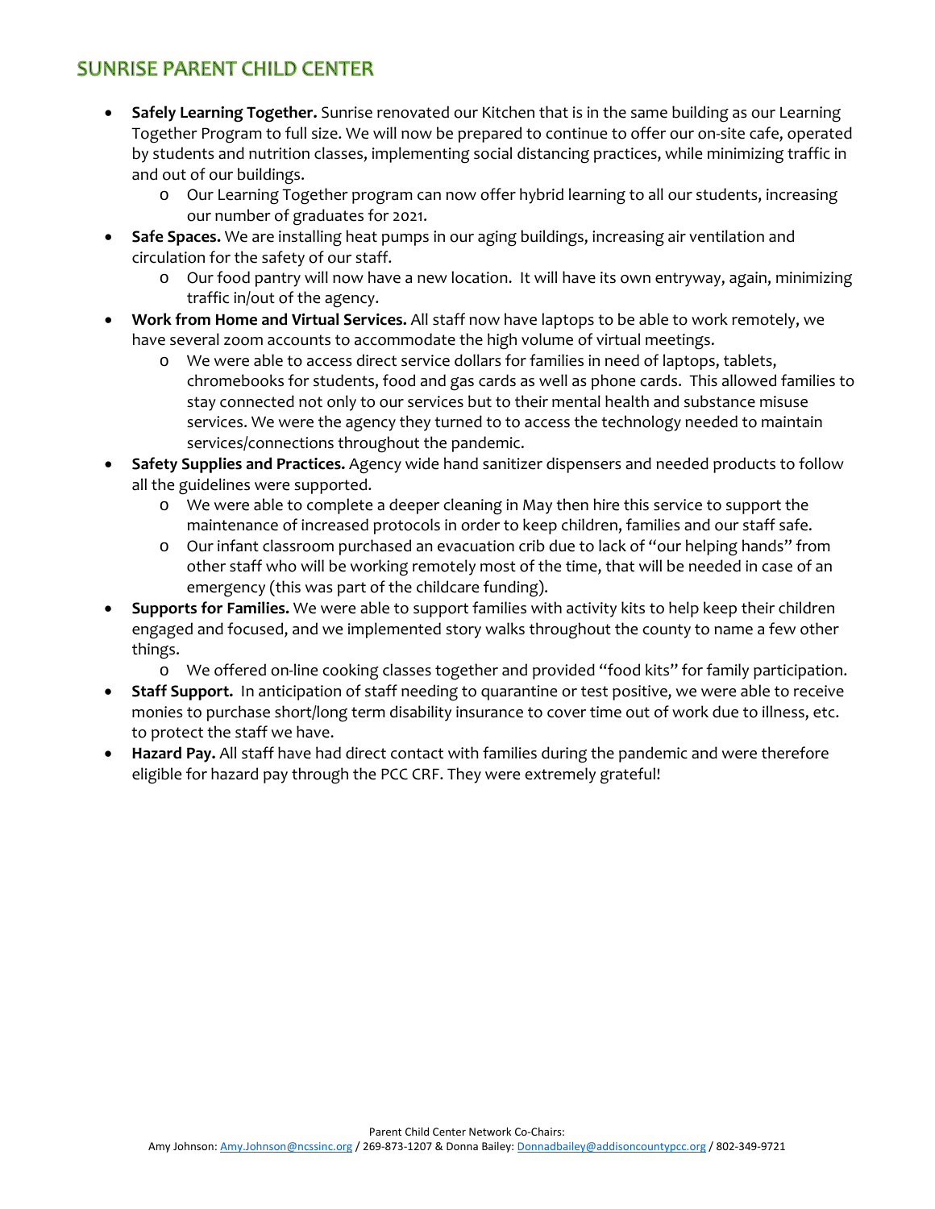## SUNRISE PARENT CHILD CENTER

- **Safely Learning Together.** Sunrise renovated our Kitchen that is in the same building as our Learning Together Program to full size. We will now be prepared to continue to offer our on-site cafe, operated by students and nutrition classes, implementing social distancing practices, while minimizing traffic in and out of our buildings.
  - Our Learning Together program can now offer hybrid learning to all our students, increasing our number of graduates for 2021.
- **Safe Spaces.** We are installing heat pumps in our aging buildings, increasing air ventilation and circulation for the safety of our staff.
  - Our food pantry will now have a new location. It will have its own entryway, again, minimizing traffic in/out of the agency.
- **Work from Home and Virtual Services.** All staff now have laptops to be able to work remotely, we have several zoom accounts to accommodate the high volume of virtual meetings.
  - We were able to access direct service dollars for families in need of laptops, tablets, chromebooks for students, food and gas cards as well as phone cards. This allowed families to stay connected not only to our services but to their mental health and substance misuse services. We were the agency they turned to to access the technology needed to maintain services/connections throughout the pandemic.
- **Safety Supplies and Practices.** Agency wide hand sanitizer dispensers and needed products to follow all the guidelines were supported.
  - We were able to complete a deeper cleaning in May then hire this service to support the maintenance of increased protocols in order to keep children, families and our staff safe.
  - Our infant classroom purchased an evacuation crib due to lack of "our helping hands" from other staff who will be working remotely most of the time, that will be needed in case of an emergency (this was part of the childcare funding).
- **Supports for Families.** We were able to support families with activity kits to help keep their children engaged and focused, and we implemented story walks throughout the county to name a few other things.
  - We offered on-line cooking classes together and provided "food kits" for family participation.
- **Staff Support.** In anticipation of staff needing to quarantine or test positive, we were able to receive monies to purchase short/long term disability insurance to cover time out of work due to illness, etc. to protect the staff we have.
- **Hazard Pay.** All staff have had direct contact with families during the pandemic and were therefore eligible for hazard pay through the PCC CRF. They were extremely grateful!